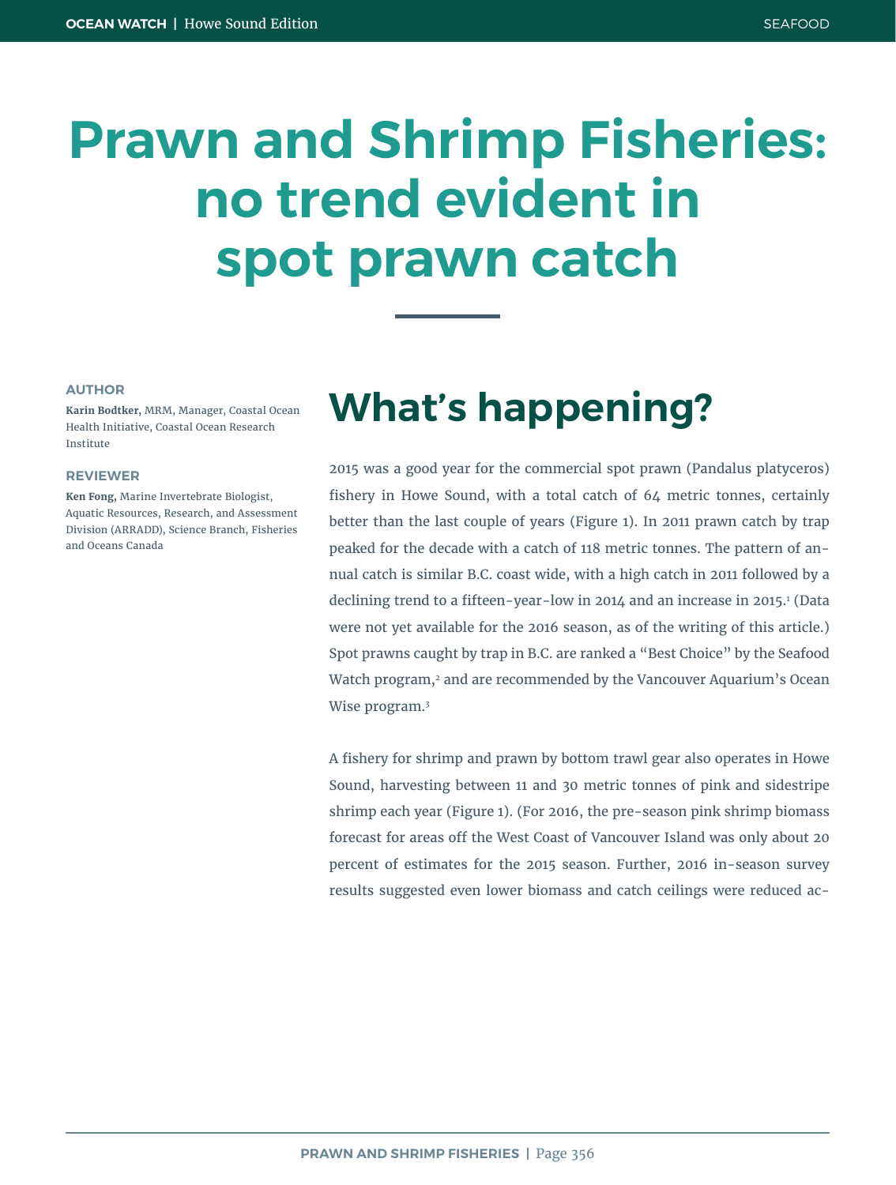# Prawn and Shrimp Fisheries: no trend evident in spot prawn catch

**AUTHOR**

**Karin Bodtker,** MRM, Manager, Coastal Ocean Health Initiative, Coastal Ocean Research Institute

**REVIEWER**

**Ken Fong,** Marine Invertebrate Biologist, Aquatic Resources, Research, and Assessment Division (ARRADD), Science Branch, Fisheries and Oceans Canada

## What's happening?

2015 was a good year for the commercial spot prawn (Pandalus platyceros) fishery in Howe Sound, with a total catch of 64 metric tonnes, certainly better than the last couple of years (Figure 1). In 2011 prawn catch by trap peaked for the decade with a catch of 118 metric tonnes. The pattern of annual catch is similar B.C. coast wide, with a high catch in 2011 followed by a declining trend to a fifteen-year-low in 2014 and an increase in 2015.[1] (Data were not yet available for the 2016 season, as of the writing of this article.) Spot prawns caught by trap in B.C. are ranked a "Best Choice" by the Seafood Watch program,[2] and are recommended by the Vancouver Aquarium's Ocean Wise program.[3]

A fishery for shrimp and prawn by bottom trawl gear also operates in Howe Sound, harvesting between 11 and 30 metric tonnes of pink and sidestripe shrimp each year (Figure 1). (For 2016, the pre-season pink shrimp biomass forecast for areas off the West Coast of Vancouver Island was only about 20 percent of estimates for the 2015 season. Further, 2016 in-season survey results suggested even lower biomass and catch ceilings were reduced ac-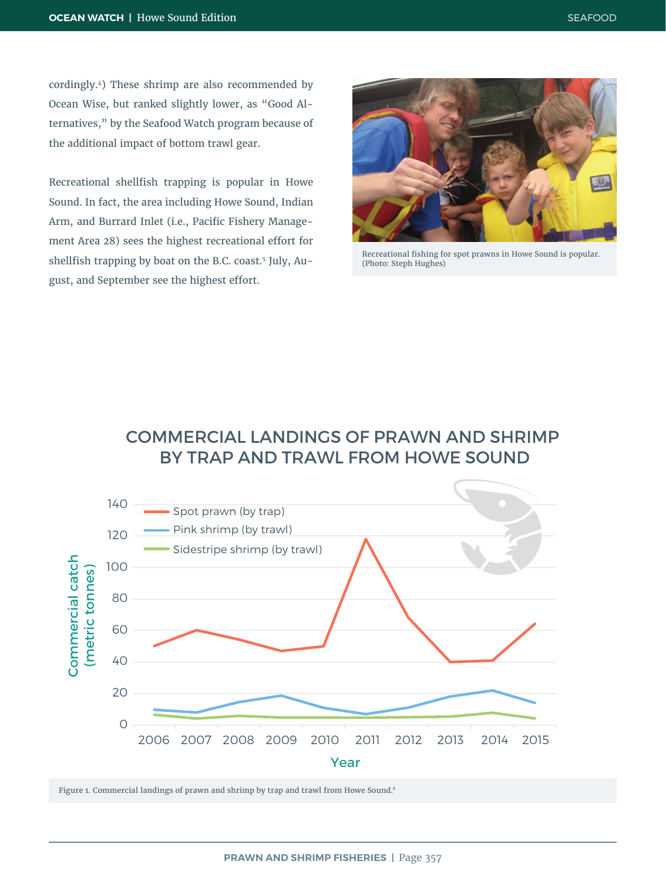cordingly.[4]) These shrimp are also recommended by Ocean Wise, but ranked slightly lower, as "Good Alternatives," by the Seafood Watch program because of the additional impact of bottom trawl gear.

Recreational shellfish trapping is popular in Howe Sound. In fact, the area including Howe Sound, Indian Arm, and Burrard Inlet (i.e., Pacific Fishery Management Area 28) sees the highest recreational effort for shellfish trapping by boat on the B.C. coast.[5] July, August, and September see the highest effort.

Recreational fishing for spot prawns in Howe Sound is popular. (Photo: Steph Hughes)

## COMMERCIAL LANDINGS OF PRAWN AND SHRIMP BY TRAP AND TRAWL FROM HOWE SOUND

Figure 1. Commercial landings of prawn and shrimp by trap and trawl from Howe Sound.[6]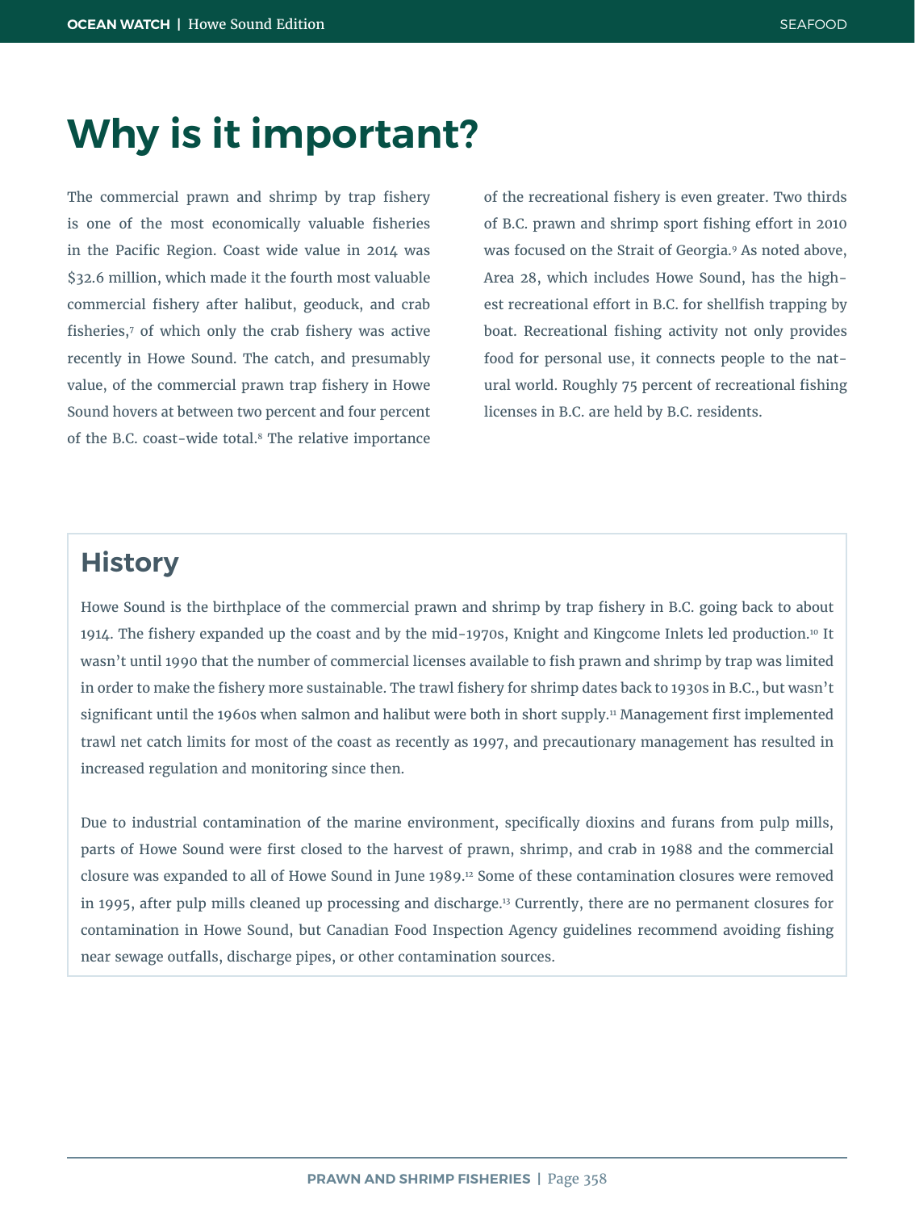# Why is it important?

The commercial prawn and shrimp by trap fishery is one of the most economically valuable fisheries in the Pacific Region. Coast wide value in 2014 was $32.6 million, which made it the fourth most valuable commercial fishery after halibut, geoduck, and crab fisheries,[7] of which only the crab fishery was active recently in Howe Sound. The catch, and presumably value, of the commercial prawn trap fishery in Howe Sound hovers at between two percent and four percent of the B.C. coast-wide total.[8] The relative importance of the recreational fishery is even greater. Two thirds of B.C. prawn and shrimp sport fishing effort in 2010 was focused on the Strait of Georgia.[9] As noted above, Area 28, which includes Howe Sound, has the highest recreational effort in B.C. for shellfish trapping by boat. Recreational fishing activity not only provides food for personal use, it connects people to the natural world. Roughly 75 percent of recreational fishing licenses in B.C. are held by B.C. residents.

## History

Howe Sound is the birthplace of the commercial prawn and shrimp by trap fishery in B.C. going back to about 1914. The fishery expanded up the coast and by the mid-1970s, Knight and Kingcome Inlets led production.[10] It wasn't until 1990 that the number of commercial licenses available to fish prawn and shrimp by trap was limited in order to make the fishery more sustainable. The trawl fishery for shrimp dates back to 1930s in B.C., but wasn't significant until the 1960s when salmon and halibut were both in short supply.[11] Management first implemented trawl net catch limits for most of the coast as recently as 1997, and precautionary management has resulted in increased regulation and monitoring since then.

Due to industrial contamination of the marine environment, specifically dioxins and furans from pulp mills, parts of Howe Sound were first closed to the harvest of prawn, shrimp, and crab in 1988 and the commercial closure was expanded to all of Howe Sound in June 1989.[12] Some of these contamination closures were removed in 1995, after pulp mills cleaned up processing and discharge.[13] Currently, there are no permanent closures for contamination in Howe Sound, but Canadian Food Inspection Agency guidelines recommend avoiding fishing near sewage outfalls, discharge pipes, or other contamination sources.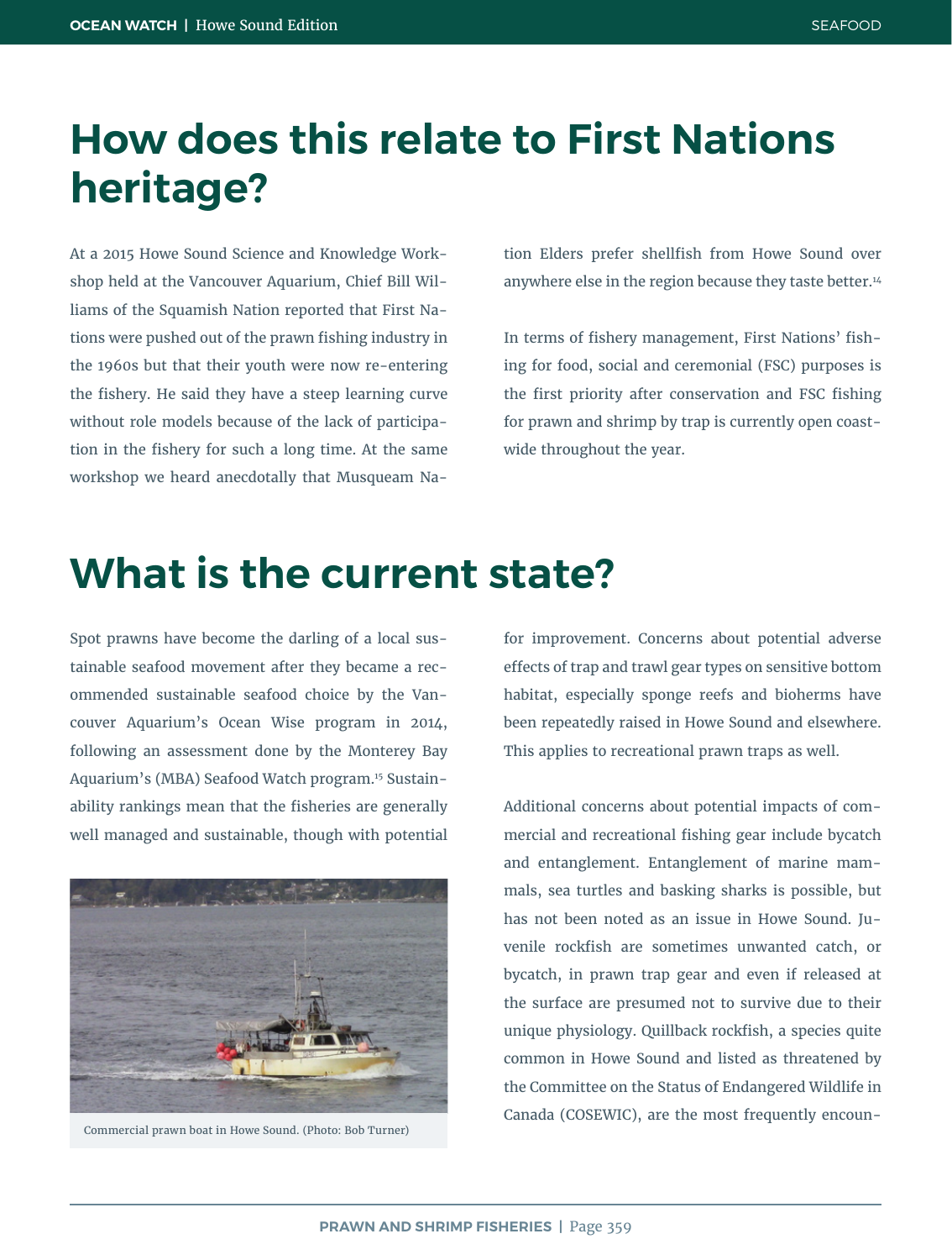# How does this relate to First Nations heritage?

At a 2015 Howe Sound Science and Knowledge Workshop held at the Vancouver Aquarium, Chief Bill Williams of the Squamish Nation reported that First Nations were pushed out of the prawn fishing industry in the 1960s but that their youth were now re-entering the fishery. He said they have a steep learning curve without role models because of the lack of participation in the fishery for such a long time. At the same workshop we heard anecdotally that Musqueam Nation Elders prefer shellfish from Howe Sound over anywhere else in the region because they taste better.[14]

In terms of fishery management, First Nations' fishing for food, social and ceremonial (FSC) purposes is the first priority after conservation and FSC fishing for prawn and shrimp by trap is currently open coastwide throughout the year.

# What is the current state?

Spot prawns have become the darling of a local sustainable seafood movement after they became a recommended sustainable seafood choice by the Vancouver Aquarium's Ocean Wise program in 2014, following an assessment done by the Monterey Bay Aquarium's (MBA) Seafood Watch program.[15] Sustainability rankings mean that the fisheries are generally well managed and sustainable, though with potential for improvement. Concerns about potential adverse effects of trap and trawl gear types on sensitive bottom habitat, especially sponge reefs and bioherms have been repeatedly raised in Howe Sound and elsewhere. This applies to recreational prawn traps as well.

Commercial prawn boat in Howe Sound. (Photo: Bob Turner)

Additional concerns about potential impacts of commercial and recreational fishing gear include bycatch and entanglement. Entanglement of marine mammals, sea turtles and basking sharks is possible, but has not been noted as an issue in Howe Sound. Juvenile rockfish are sometimes unwanted catch, or bycatch, in prawn trap gear and even if released at the surface are presumed not to survive due to their unique physiology. Quillback rockfish, a species quite common in Howe Sound and listed as threatened by the Committee on the Status of Endangered Wildlife in Canada (COSEWIC), are the most frequently encoun-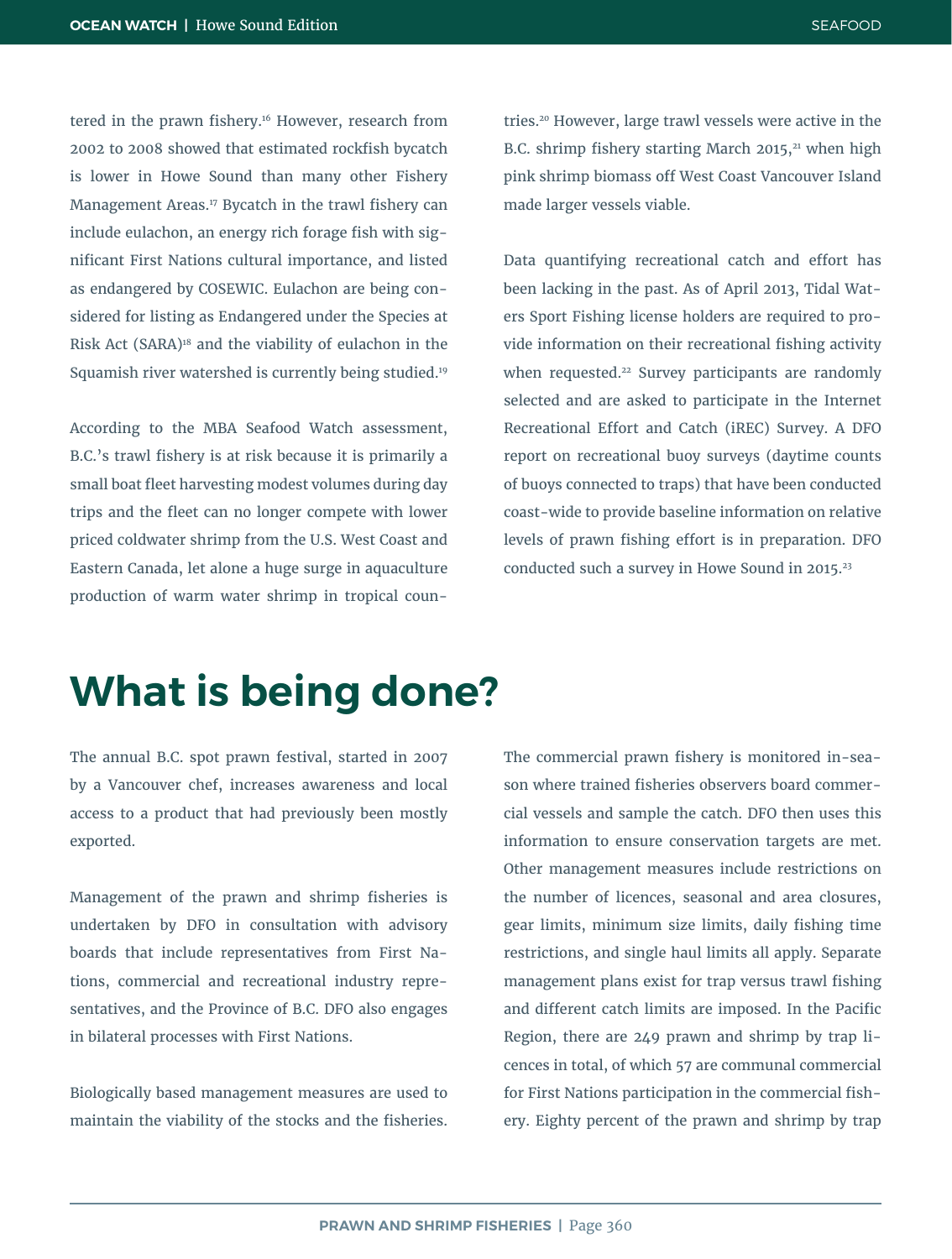tered in the prawn fishery.[16] However, research from 2002 to 2008 showed that estimated rockfish bycatch is lower in Howe Sound than many other Fishery Management Areas.[17] Bycatch in the trawl fishery can include eulachon, an energy rich forage fish with significant First Nations cultural importance, and listed as endangered by COSEWIC. Eulachon are being considered for listing as Endangered under the Species at Risk Act (SARA)[18] and the viability of eulachon in the Squamish river watershed is currently being studied.[19]

According to the MBA Seafood Watch assessment, B.C.'s trawl fishery is at risk because it is primarily a small boat fleet harvesting modest volumes during day trips and the fleet can no longer compete with lower priced coldwater shrimp from the U.S. West Coast and Eastern Canada, let alone a huge surge in aquaculture production of warm water shrimp in tropical countries.[20] However, large trawl vessels were active in the B.C. shrimp fishery starting March 2015,[21] when high pink shrimp biomass off West Coast Vancouver Island made larger vessels viable.

Data quantifying recreational catch and effort has been lacking in the past. As of April 2013, Tidal Waters Sport Fishing license holders are required to provide information on their recreational fishing activity when requested.[22] Survey participants are randomly selected and are asked to participate in the Internet Recreational Effort and Catch (iREC) Survey. A DFO report on recreational buoy surveys (daytime counts of buoys connected to traps) that have been conducted coast-wide to provide baseline information on relative levels of prawn fishing effort is in preparation. DFO conducted such a survey in Howe Sound in 2015.[23]

# What is being done?

The annual B.C. spot prawn festival, started in 2007 by a Vancouver chef, increases awareness and local access to a product that had previously been mostly exported.

Management of the prawn and shrimp fisheries is undertaken by DFO in consultation with advisory boards that include representatives from First Nations, commercial and recreational industry representatives, and the Province of B.C. DFO also engages in bilateral processes with First Nations.

Biologically based management measures are used to maintain the viability of the stocks and the fisheries. The commercial prawn fishery is monitored in-season where trained fisheries observers board commercial vessels and sample the catch. DFO then uses this information to ensure conservation targets are met. Other management measures include restrictions on the number of licences, seasonal and area closures, gear limits, minimum size limits, daily fishing time restrictions, and single haul limits all apply. Separate management plans exist for trap versus trawl fishing and different catch limits are imposed. In the Pacific Region, there are 249 prawn and shrimp by trap licences in total, of which 57 are communal commercial for First Nations participation in the commercial fishery. Eighty percent of the prawn and shrimp by trap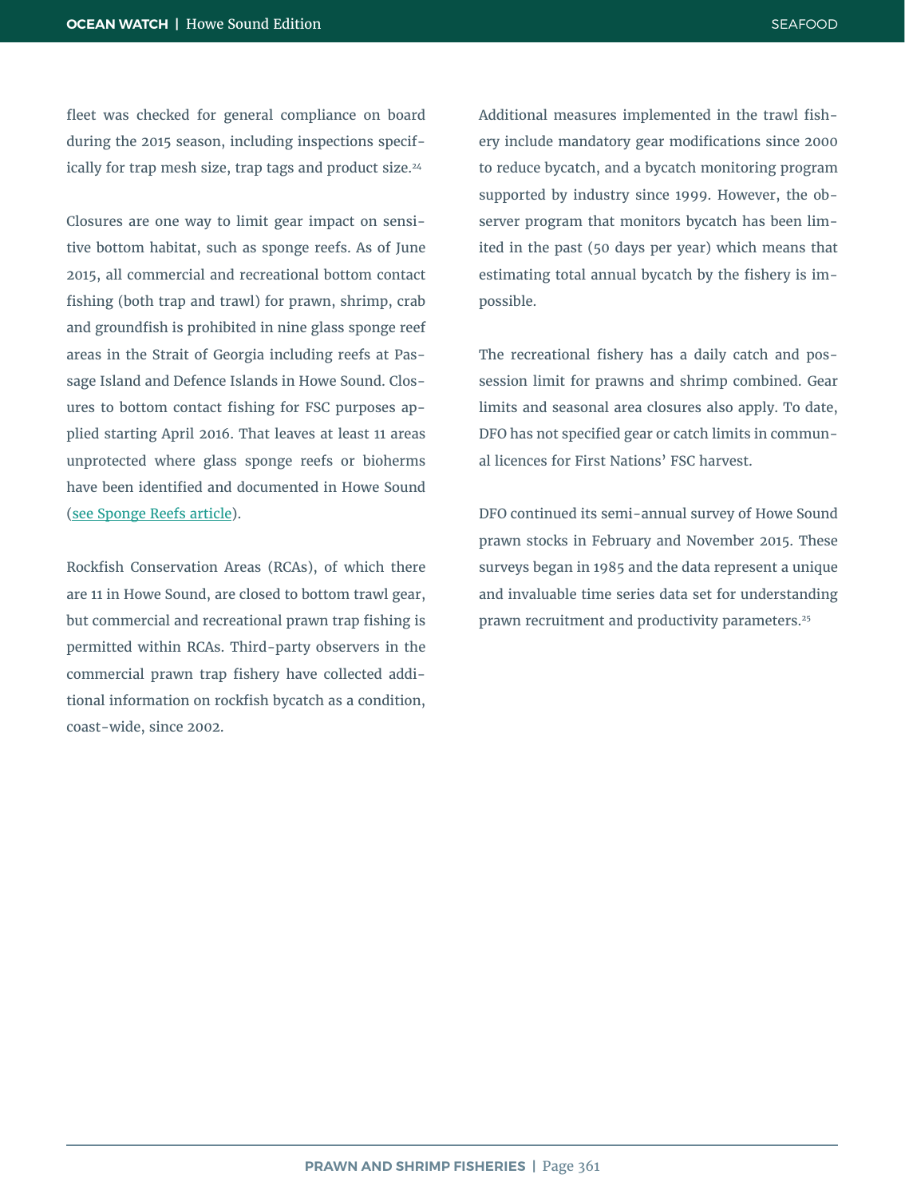fleet was checked for general compliance on board during the 2015 season, including inspections specifically for trap mesh size, trap tags and product size.[24]

Closures are one way to limit gear impact on sensitive bottom habitat, such as sponge reefs. As of June 2015, all commercial and recreational bottom contact fishing (both trap and trawl) for prawn, shrimp, crab and groundfish is prohibited in nine glass sponge reef areas in the Strait of Georgia including reefs at Passage Island and Defence Islands in Howe Sound. Closures to bottom contact fishing for FSC purposes applied starting April 2016. That leaves at least 11 areas unprotected where glass sponge reefs or bioherms have been identified and documented in Howe Sound (see Sponge Reefs article).

Rockfish Conservation Areas (RCAs), of which there are 11 in Howe Sound, are closed to bottom trawl gear, but commercial and recreational prawn trap fishing is permitted within RCAs. Third-party observers in the commercial prawn trap fishery have collected additional information on rockfish bycatch as a condition, coast-wide, since 2002.

Additional measures implemented in the trawl fishery include mandatory gear modifications since 2000 to reduce bycatch, and a bycatch monitoring program supported by industry since 1999. However, the observer program that monitors bycatch has been limited in the past (50 days per year) which means that estimating total annual bycatch by the fishery is impossible.

The recreational fishery has a daily catch and possession limit for prawns and shrimp combined. Gear limits and seasonal area closures also apply. To date, DFO has not specified gear or catch limits in communal licences for First Nations' FSC harvest.

DFO continued its semi-annual survey of Howe Sound prawn stocks in February and November 2015. These surveys began in 1985 and the data represent a unique and invaluable time series data set for understanding prawn recruitment and productivity parameters.[25]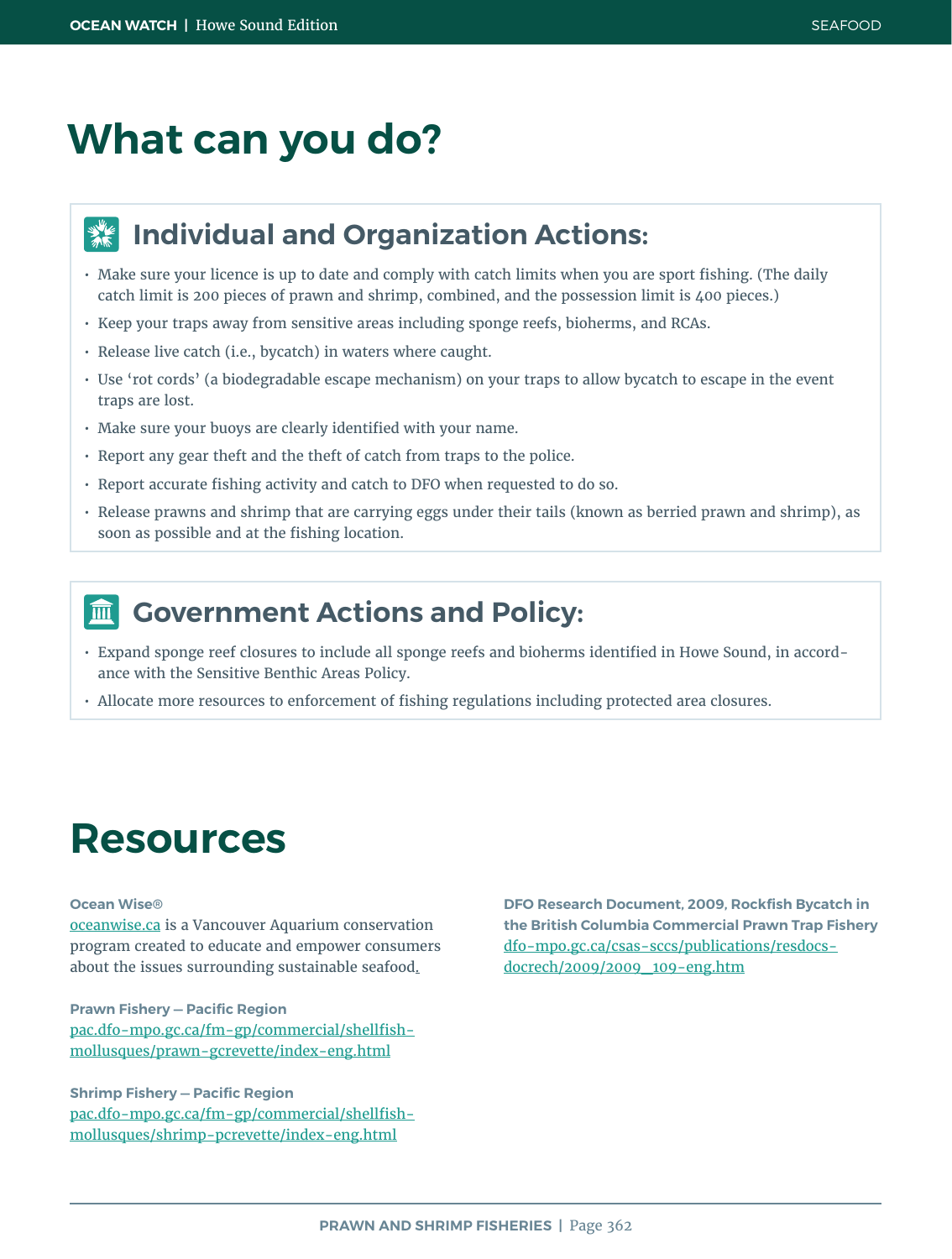# What can you do?

## Individual and Organization Actions:

- Make sure your licence is up to date and comply with catch limits when you are sport fishing. (The daily catch limit is 200 pieces of prawn and shrimp, combined, and the possession limit is 400 pieces.)
- Keep your traps away from sensitive areas including sponge reefs, bioherms, and RCAs.
- Release live catch (i.e., bycatch) in waters where caught.
- Use 'rot cords' (a biodegradable escape mechanism) on your traps to allow bycatch to escape in the event traps are lost.
- Make sure your buoys are clearly identified with your name.
- Report any gear theft and the theft of catch from traps to the police.
- Report accurate fishing activity and catch to DFO when requested to do so.
- Release prawns and shrimp that are carrying eggs under their tails (known as berried prawn and shrimp), as soon as possible and at the fishing location.

## Government Actions and Policy:

- Expand sponge reef closures to include all sponge reefs and bioherms identified in Howe Sound, in accordance with the Sensitive Benthic Areas Policy.
- Allocate more resources to enforcement of fishing regulations including protected area closures.

# Resources

**Ocean Wise®**
oceanwise.ca is a Vancouver Aquarium conservation program created to educate and empower consumers about the issues surrounding sustainable seafood.

**Prawn Fishery – Pacific Region**
pac.dfo-mpo.gc.ca/fm-gp/commercial/shellfish-mollusques/prawn-gcrevette/index-eng.html

**Shrimp Fishery – Pacific Region**
pac.dfo-mpo.gc.ca/fm-gp/commercial/shellfish-mollusques/shrimp-pcrevette/index-eng.html

**DFO Research Document, 2009, Rockfish Bycatch in the British Columbia Commercial Prawn Trap Fishery**
dfo-mpo.gc.ca/csas-sccs/publications/resdocs-docrech/2009/2009_109-eng.htm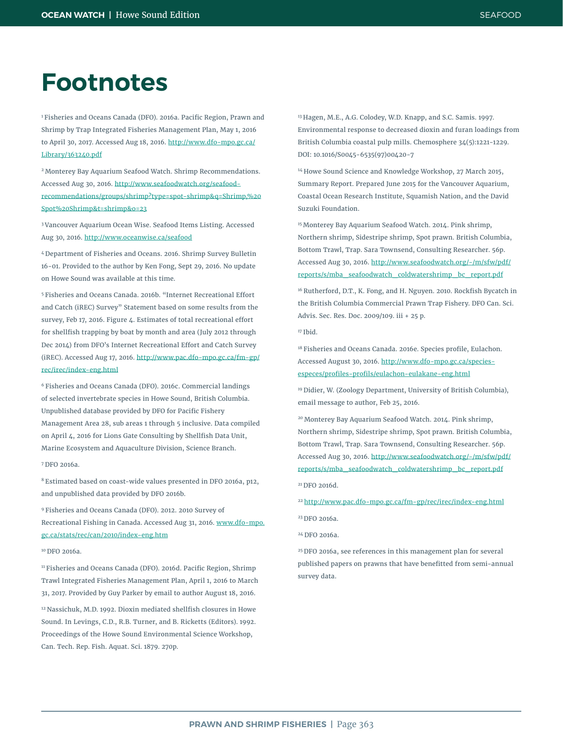# Footnotes

[1] Fisheries and Oceans Canada (DFO). 2016a. Pacific Region, Prawn and Shrimp by Trap Integrated Fisheries Management Plan, May 1, 2016 to April 30, 2017. Accessed Aug 18, 2016. http://www.dfo-mpo.gc.ca/Library/363240.pdf

[2] Monterey Bay Aquarium Seafood Watch. Shrimp Recommendations. Accessed Aug 30, 2016. http://www.seafoodwatch.org/seafood-recommendations/groups/shrimp?type=spot-shrimp&q=Shrimp,%20Spot%20Shrimp&t=shrimp&o=23

[3] Vancouver Aquarium Ocean Wise. Seafood Items Listing. Accessed Aug 30, 2016. http://www.oceanwise.ca/seafood

[4] Department of Fisheries and Oceans. 2016. Shrimp Survey Bulletin 16-01. Provided to the author by Ken Fong, Sept 29, 2016. No update on Howe Sound was available at this time.

[5] Fisheries and Oceans Canada. 2016b. "Internet Recreational Effort and Catch (iREC) Survey" Statement based on some results from the survey, Feb 17, 2016. Figure 4. Estimates of total recreational effort for shellfish trapping by boat by month and area (July 2012 through Dec 2014) from DFO's Internet Recreational Effort and Catch Survey (iREC). Accessed Aug 17, 2016. http://www.pac.dfo-mpo.gc.ca/fm-gp/rec/irec/index-eng.html

[6] Fisheries and Oceans Canada (DFO). 2016c. Commercial landings of selected invertebrate species in Howe Sound, British Columbia. Unpublished database provided by DFO for Pacific Fishery Management Area 28, sub areas 1 through 5 inclusive. Data compiled on April 4, 2016 for Lions Gate Consulting by Shellfish Data Unit, Marine Ecosystem and Aquaculture Division, Science Branch.

[7] DFO 2016a.

[8] Estimated based on coast-wide values presented in DFO 2016a, p12, and unpublished data provided by DFO 2016b.

[9] Fisheries and Oceans Canada (DFO). 2012. 2010 Survey of Recreational Fishing in Canada. Accessed Aug 31, 2016. www.dfo-mpo.gc.ca/stats/rec/can/2010/index-eng.htm

[10] DFO 2016a.

[11] Fisheries and Oceans Canada (DFO). 2016d. Pacific Region, Shrimp Trawl Integrated Fisheries Management Plan, April 1, 2016 to March 31, 2017. Provided by Guy Parker by email to author August 18, 2016.

[12] Nassichuk, M.D. 1992. Dioxin mediated shellfish closures in Howe Sound. In Levings, C.D., R.B. Turner, and B. Ricketts (Editors). 1992. Proceedings of the Howe Sound Environmental Science Workshop, Can. Tech. Rep. Fish. Aquat. Sci. 1879. 270p.

[13] Hagen, M.E., A.G. Colodey, W.D. Knapp, and S.C. Samis. 1997. Environmental response to decreased dioxin and furan loadings from British Columbia coastal pulp mills. Chemosphere 34(5):1221-1229. DOI: 10.1016/S0045-6535(97)00420-7

[14] Howe Sound Science and Knowledge Workshop, 27 March 2015, Summary Report. Prepared June 2015 for the Vancouver Aquarium, Coastal Ocean Research Institute, Squamish Nation, and the David Suzuki Foundation.

[15] Monterey Bay Aquarium Seafood Watch. 2014. Pink shrimp, Northern shrimp, Sidestripe shrimp, Spot prawn. British Columbia, Bottom Trawl, Trap. Sara Townsend, Consulting Researcher. 56p. Accessed Aug 30, 2016. http://www.seafoodwatch.org/-/m/sfw/pdf/reports/s/mba_seafoodwatch_coldwatershrimp_bc_report.pdf

[16] Rutherford, D.T., K. Fong, and H. Nguyen. 2010. Rockfish Bycatch in the British Columbia Commercial Prawn Trap Fishery. DFO Can. Sci. Advis. Sec. Res. Doc. 2009/109. iii + 25 p.

[17] Ibid.

[18] Fisheries and Oceans Canada. 2016e. Species profile, Eulachon. Accessed August 30, 2016. http://www.dfo-mpo.gc.ca/species-especes/profiles-profils/eulachon-eulakane-eng.html

[19] Didier, W. (Zoology Department, University of British Columbia), email message to author, Feb 25, 2016.

[20] Monterey Bay Aquarium Seafood Watch. 2014. Pink shrimp, Northern shrimp, Sidestripe shrimp, Spot prawn. British Columbia, Bottom Trawl, Trap. Sara Townsend, Consulting Researcher. 56p. Accessed Aug 30, 2016. http://www.seafoodwatch.org/-/m/sfw/pdf/reports/s/mba_seafoodwatch_coldwatershrimp_bc_report.pdf

[21] DFO 2016d.

[22] http://www.pac.dfo-mpo.gc.ca/fm-gp/rec/irec/index-eng.html

[23] DFO 2016a.

[24] DFO 2016a.

[25] DFO 2016a, see references in this management plan for several published papers on prawns that have benefitted from semi-annual survey data.